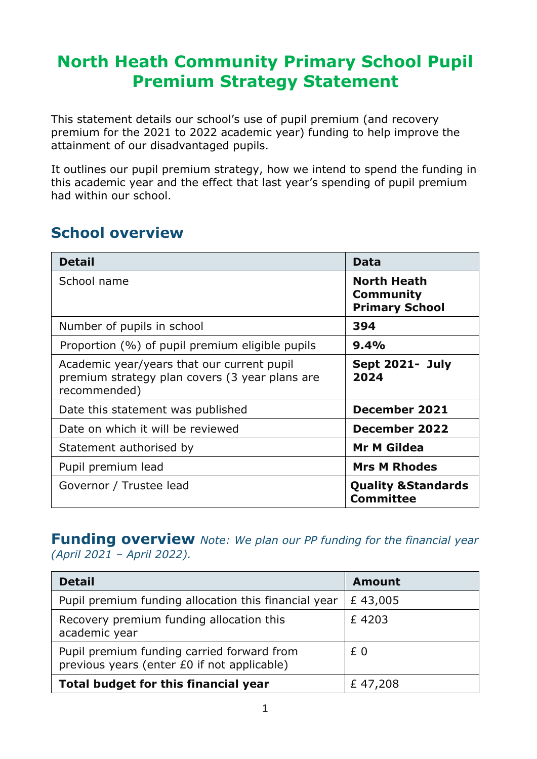# North Heath Community Primary School Pupil Premium Strategy Statement

This statement details our school's use of pupil premium (and recovery premium for the 2021 to 2022 academic year) funding to help improve the attainment of our disadvantaged pupils.

It outlines our pupil premium strategy, how we intend to spend the funding in this academic year and the effect that last year's spending of pupil premium had within our school.

## School overview

| Detail | Data |
|---|---|
| School name | **North Heath Community Primary School** |
| Number of pupils in school | **394** |
| Proportion (%) of pupil premium eligible pupils | **9.4%** |
| Academic year/years that our current pupil premium strategy plan covers (3 year plans are recommended) | **Sept 2021- July 2024** |
| Date this statement was published | **December 2021** |
| Date on which it will be reviewed | **December 2022** |
| Statement authorised by | **Mr M Gildea** |
| Pupil premium lead | **Mrs M Rhodes** |
| Governor / Trustee lead | **Quality &Standards Committee** |

## Funding overview *Note: We plan our PP funding for the financial year (April 2021 – April 2022).*

| Detail | Amount |
|---|---|
| Pupil premium funding allocation this financial year | £ 43,005 |
| Recovery premium funding allocation this academic year | £ 4203 |
| Pupil premium funding carried forward from previous years (enter £0 if not applicable) | £ 0 |
| **Total budget for this financial year** | £ 47,208 |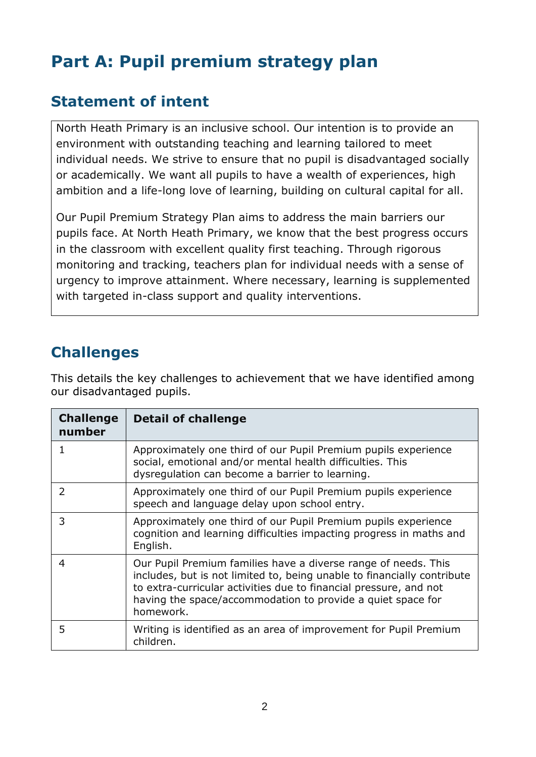# Part A: Pupil premium strategy plan

## Statement of intent

North Heath Primary is an inclusive school. Our intention is to provide an environment with outstanding teaching and learning tailored to meet individual needs. We strive to ensure that no pupil is disadvantaged socially or academically. We want all pupils to have a wealth of experiences, high ambition and a life-long love of learning, building on cultural capital for all.

Our Pupil Premium Strategy Plan aims to address the main barriers our pupils face. At North Heath Primary, we know that the best progress occurs in the classroom with excellent quality first teaching. Through rigorous monitoring and tracking, teachers plan for individual needs with a sense of urgency to improve attainment. Where necessary, learning is supplemented with targeted in-class support and quality interventions.

## Challenges

This details the key challenges to achievement that we have identified among our disadvantaged pupils.

| Challenge number | Detail of challenge |
|---|---|
| 1 | Approximately one third of our Pupil Premium pupils experience social, emotional and/or mental health difficulties. This dysregulation can become a barrier to learning. |
| 2 | Approximately one third of our Pupil Premium pupils experience speech and language delay upon school entry. |
| 3 | Approximately one third of our Pupil Premium pupils experience cognition and learning difficulties impacting progress in maths and English. |
| 4 | Our Pupil Premium families have a diverse range of needs. This includes, but is not limited to, being unable to financially contribute to extra-curricular activities due to financial pressure, and not having the space/accommodation to provide a quiet space for homework. |
| 5 | Writing is identified as an area of improvement for Pupil Premium children. |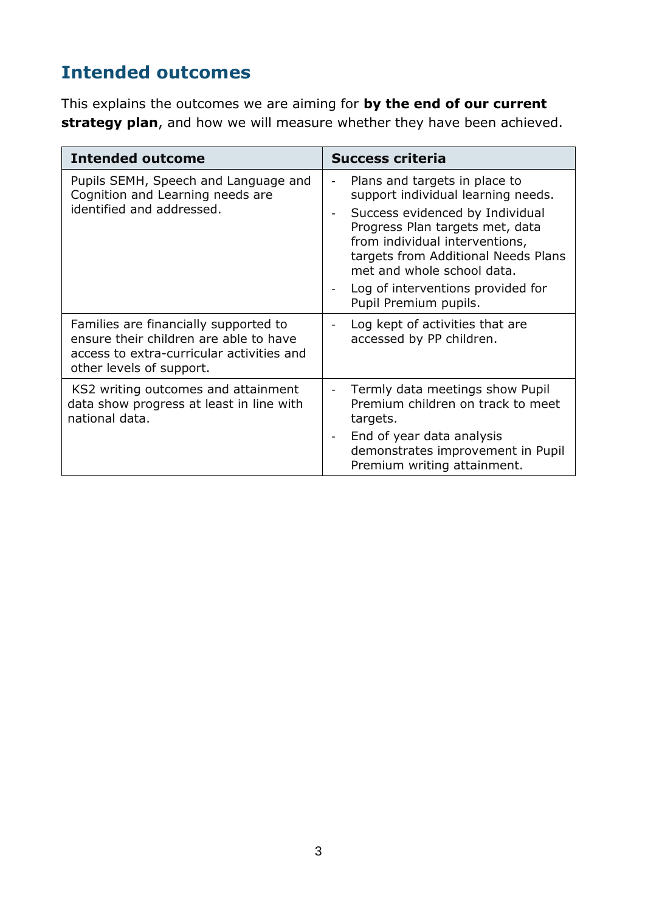## Intended outcomes

This explains the outcomes we are aiming for **by the end of our current strategy plan**, and how we will measure whether they have been achieved.

| Intended outcome | Success criteria |
|---|---|
| Pupils SEMH, Speech and Language and Cognition and Learning needs are identified and addressed. | - Plans and targets in place to support individual learning needs.<br>- Success evidenced by Individual Progress Plan targets met, data from individual interventions, targets from Additional Needs Plans met and whole school data.<br>- Log of interventions provided for Pupil Premium pupils. |
| Families are financially supported to ensure their children are able to have access to extra-curricular activities and other levels of support. | - Log kept of activities that are accessed by PP children. |
| KS2 writing outcomes and attainment data show progress at least in line with national data. | - Termly data meetings show Pupil Premium children on track to meet targets.<br>- End of year data analysis demonstrates improvement in Pupil Premium writing attainment. |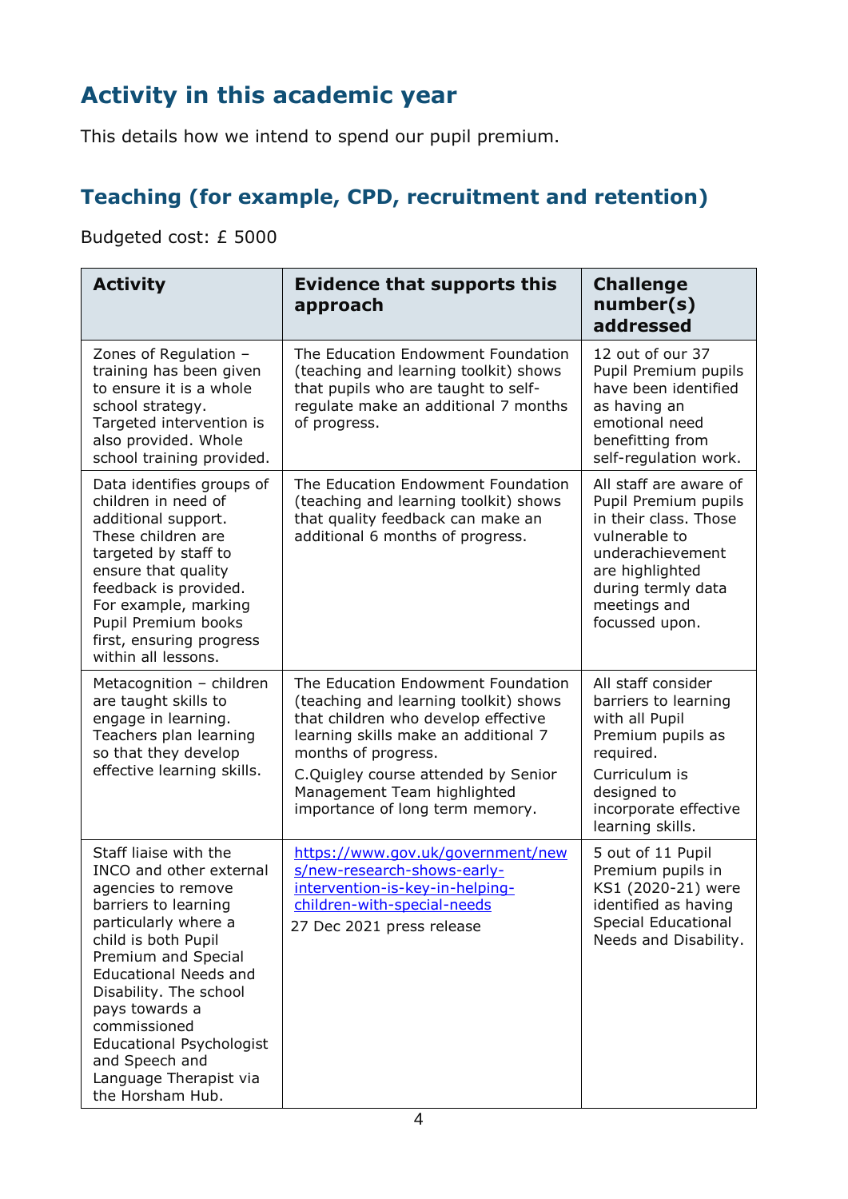## Activity in this academic year

This details how we intend to spend our pupil premium.

### Teaching (for example, CPD, recruitment and retention)

Budgeted cost: £ 5000

| Activity | Evidence that supports this approach | Challenge number(s) addressed |
|---|---|---|
| Zones of Regulation – training has been given to ensure it is a whole school strategy. Targeted intervention is also provided. Whole school training provided. | The Education Endowment Foundation (teaching and learning toolkit) shows that pupils who are taught to self-regulate make an additional 7 months of progress. | 12 out of our 37 Pupil Premium pupils have been identified as having an emotional need benefitting from self-regulation work. |
| Data identifies groups of children in need of additional support. These children are targeted by staff to ensure that quality feedback is provided. For example, marking Pupil Premium books first, ensuring progress within all lessons. | The Education Endowment Foundation (teaching and learning toolkit) shows that quality feedback can make an additional 6 months of progress. | All staff are aware of Pupil Premium pupils in their class. Those vulnerable to underachievement are highlighted during termly data meetings and focussed upon. |
| Metacognition – children are taught skills to engage in learning. Teachers plan learning so that they develop effective learning skills. | The Education Endowment Foundation (teaching and learning toolkit) shows that children who develop effective learning skills make an additional 7 months of progress.<br>C.Quigley course attended by Senior Management Team highlighted importance of long term memory. | All staff consider barriers to learning with all Pupil Premium pupils as required.<br>Curriculum is designed to incorporate effective learning skills. |
| Staff liaise with the INCO and other external agencies to remove barriers to learning particularly where a child is both Pupil Premium and Special Educational Needs and Disability. The school pays towards a commissioned Educational Psychologist and Speech and Language Therapist via the Horsham Hub. | [https://www.gov.uk/government/news/new-research-shows-early-intervention-is-key-in-helping-children-with-special-needs](https://www.gov.uk/government/news/new-research-shows-early-intervention-is-key-in-helping-children-with-special-needs)<br>27 Dec 2021 press release | 5 out of 11 Pupil Premium pupils in KS1 (2020-21) were identified as having Special Educational Needs and Disability. |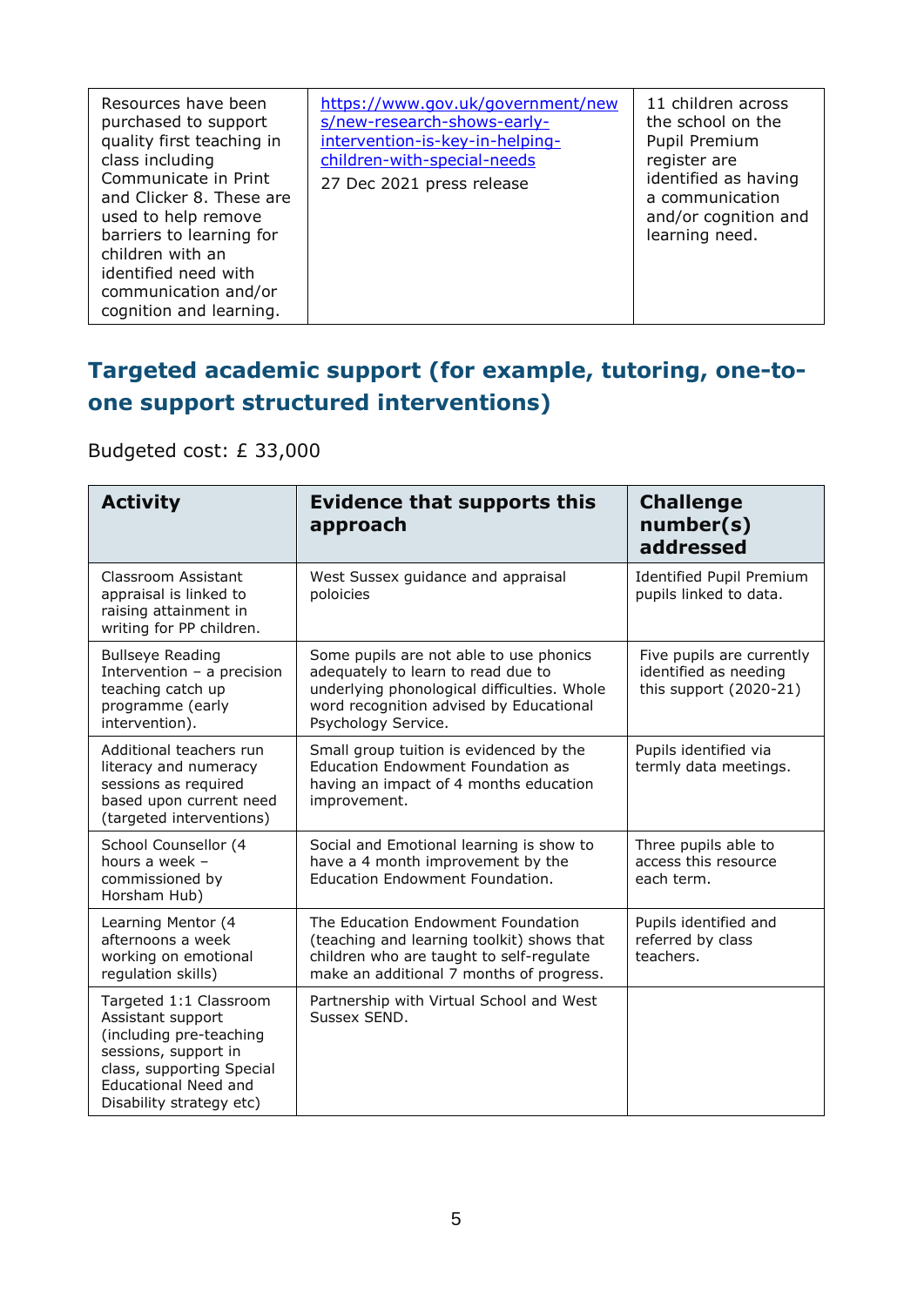| | | |
|---|---|---|
| Resources have been purchased to support quality first teaching in class including Communicate in Print and Clicker 8. These are used to help remove barriers to learning for children with an identified need with communication and/or cognition and learning. | [https://www.gov.uk/government/news/new-research-shows-early-intervention-is-key-in-helping-children-with-special-needs](https://www.gov.uk/government/news/new-research-shows-early-intervention-is-key-in-helping-children-with-special-needs) 27 Dec 2021 press release | 11 children across the school on the Pupil Premium register are identified as having a communication and/or cognition and learning need. |

## Targeted academic support (for example, tutoring, one-to-one support structured interventions)

Budgeted cost: £ 33,000

| Activity | Evidence that supports this approach | Challenge number(s) addressed |
|---|---|---|
| Classroom Assistant appraisal is linked to raising attainment in writing for PP children. | West Sussex guidance and appraisal poloicies | Identified Pupil Premium pupils linked to data. |
| Bullseye Reading Intervention – a precision teaching catch up programme (early intervention). | Some pupils are not able to use phonics adequately to learn to read due to underlying phonological difficulties. Whole word recognition advised by Educational Psychology Service. | Five pupils are currently identified as needing this support (2020-21) |
| Additional teachers run literacy and numeracy sessions as required based upon current need (targeted interventions) | Small group tuition is evidenced by the Education Endowment Foundation as having an impact of 4 months education improvement. | Pupils identified via termly data meetings. |
| School Counsellor (4 hours a week – commissioned by Horsham Hub) | Social and Emotional learning is show to have a 4 month improvement by the Education Endowment Foundation. | Three pupils able to access this resource each term. |
| Learning Mentor (4 afternoons a week working on emotional regulation skills) | The Education Endowment Foundation (teaching and learning toolkit) shows that children who are taught to self-regulate make an additional 7 months of progress. | Pupils identified and referred by class teachers. |
| Targeted 1:1 Classroom Assistant support (including pre-teaching sessions, support in class, supporting Special Educational Need and Disability strategy etc) | Partnership with Virtual School and West Sussex SEND. | |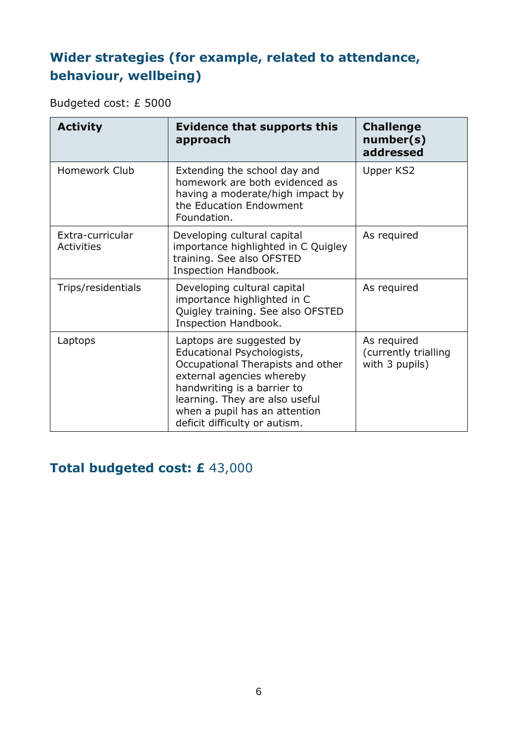## Wider strategies (for example, related to attendance, behaviour, wellbeing)

Budgeted cost: £ 5000

| Activity | Evidence that supports this approach | Challenge number(s) addressed |
| --- | --- | --- |
| Homework Club | Extending the school day and homework are both evidenced as having a moderate/high impact by the Education Endowment Foundation. | Upper KS2 |
| Extra-curricular Activities | Developing cultural capital importance highlighted in C Quigley training. See also OFSTED Inspection Handbook. | As required |
| Trips/residentials | Developing cultural capital importance highlighted in C Quigley training. See also OFSTED Inspection Handbook. | As required |
| Laptops | Laptops are suggested by Educational Psychologists, Occupational Therapists and other external agencies whereby handwriting is a barrier to learning. They are also useful when a pupil has an attention deficit difficulty or autism. | As required (currently trialling with 3 pupils) |

## Total budgeted cost: £ 43,000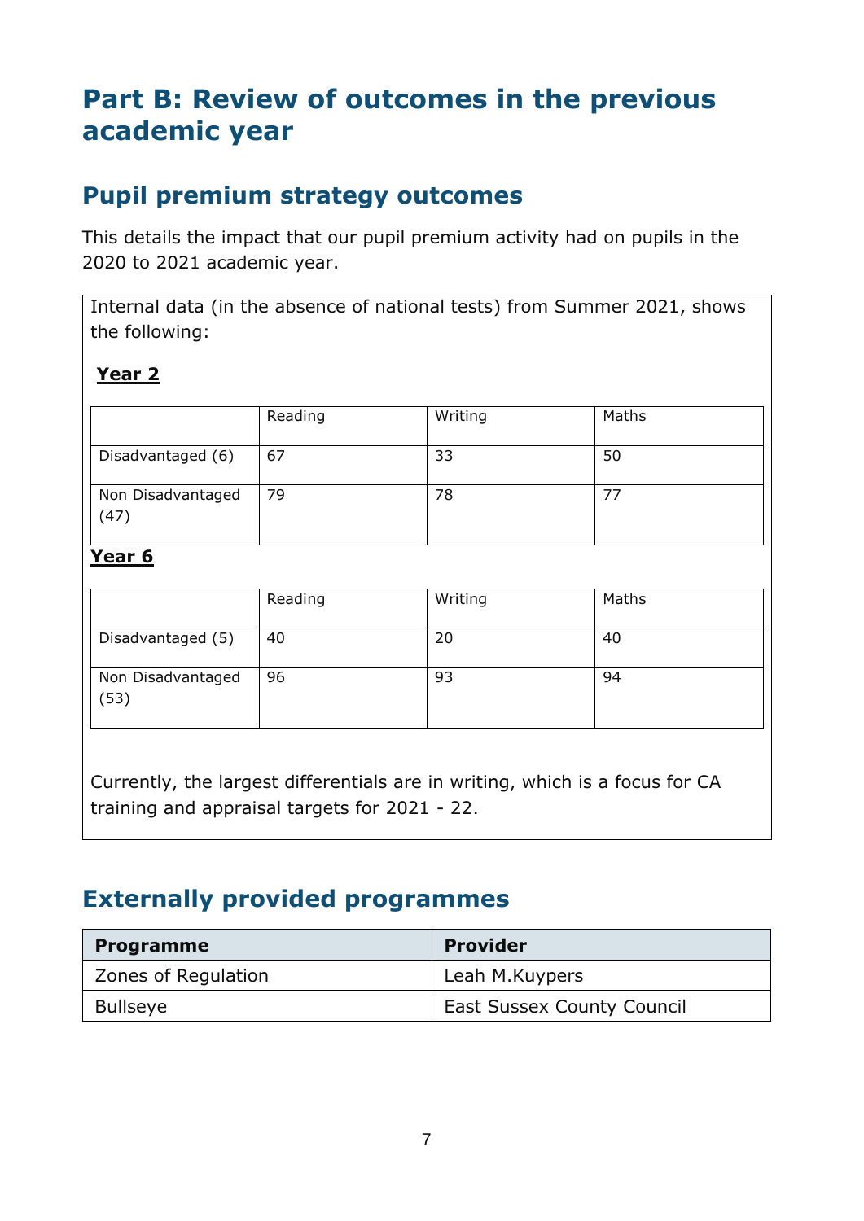# Part B: Review of outcomes in the previous academic year

## Pupil premium strategy outcomes

This details the impact that our pupil premium activity had on pupils in the 2020 to 2021 academic year.

Internal data (in the absence of national tests) from Summer 2021, shows the following:

**Year 2**

| | Reading | Writing | Maths |
|---|---|---|---|
| Disadvantaged (6) | 67 | 33 | 50 |
| Non Disadvantaged (47) | 79 | 78 | 77 |

**Year 6**

| | Reading | Writing | Maths |
|---|---|---|---|
| Disadvantaged (5) | 40 | 20 | 40 |
| Non Disadvantaged (53) | 96 | 93 | 94 |

Currently, the largest differentials are in writing, which is a focus for CA training and appraisal targets for 2021 - 22.

## Externally provided programmes

| Programme | Provider |
|---|---|
| Zones of Regulation | Leah M.Kuypers |
| Bullseye | East Sussex County Council |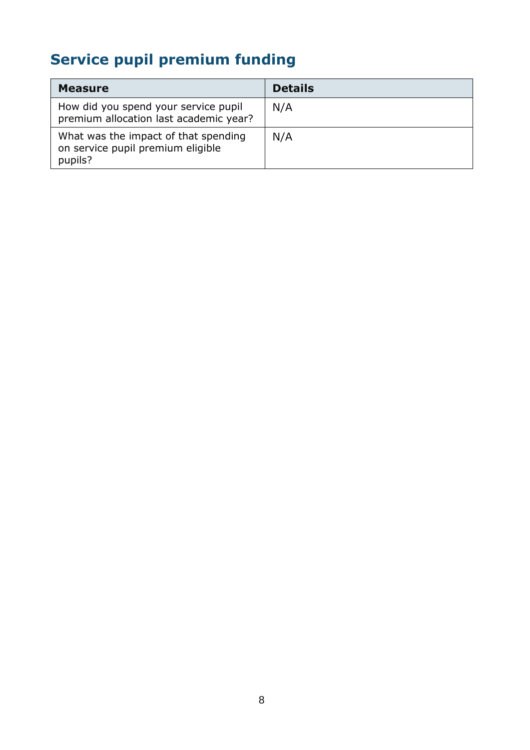## Service pupil premium funding

| Measure | Details |
|---|---|
| How did you spend your service pupil premium allocation last academic year? | N/A |
| What was the impact of that spending on service pupil premium eligible pupils? | N/A |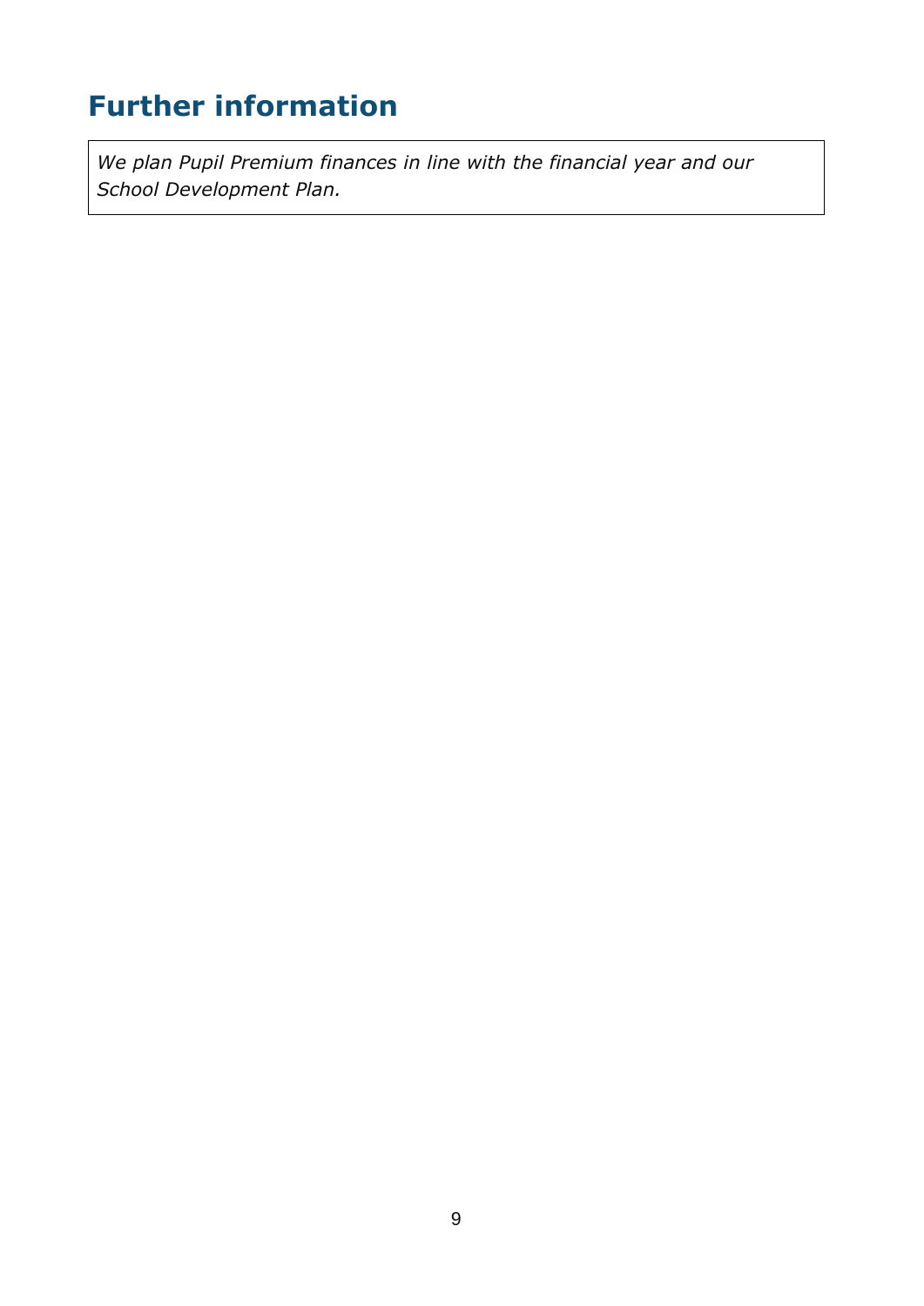## Further information

*We plan Pupil Premium finances in line with the financial year and our School Development Plan.*